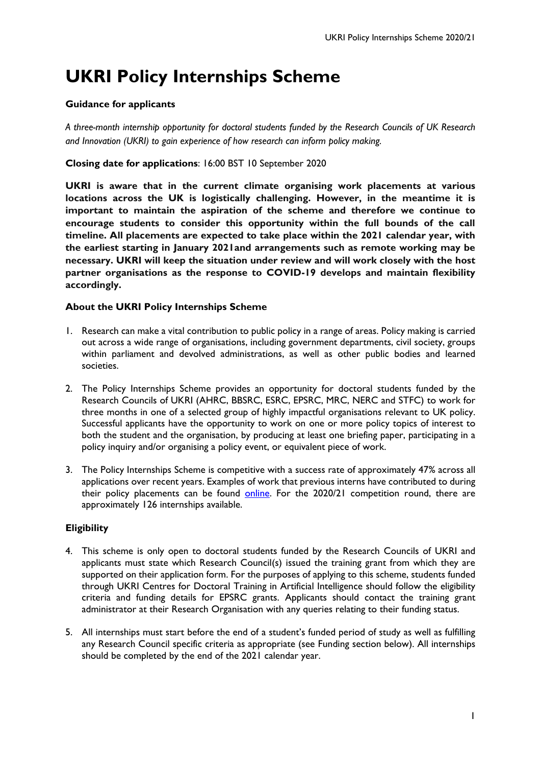# UKRI Policy Internships Scheme

**Guidance for applicants**

*A three-month internship opportunity for doctoral students funded by the Research Councils of UK Research and Innovation (UKRI) to gain experience of how research can inform policy making.*

**Closing date for applications**: 16:00 BST 10 September 2020

**UKRI is aware that in the current climate organising work placements at various locations across the UK is logistically challenging. However, in the meantime it is important to maintain the aspiration of the scheme and therefore we continue to encourage students to consider this opportunity within the full bounds of the call timeline. All placements are expected to take place within the 2021 calendar year, with the earliest starting in January 2021and arrangements such as remote working may be necessary. UKRI will keep the situation under review and will work closely with the host partner organisations as the response to COVID-19 develops and maintain flexibility accordingly.**

### About the UKRI Policy Internships Scheme

1. Research can make a vital contribution to public policy in a range of areas. Policy making is carried out across a wide range of organisations, including government departments, civil society, groups within parliament and devolved administrations, as well as other public bodies and learned societies.

2. The Policy Internships Scheme provides an opportunity for doctoral students funded by the Research Councils of UKRI (AHRC, BBSRC, ESRC, EPSRC, MRC, NERC and STFC) to work for three months in one of a selected group of highly impactful organisations relevant to UK policy. Successful applicants have the opportunity to work on one or more policy topics of interest to both the student and the organisation, by producing at least one briefing paper, participating in a policy inquiry and/or organising a policy event, or equivalent piece of work.

3. The Policy Internships Scheme is competitive with a success rate of approximately 47% across all applications over recent years. Examples of work that previous interns have contributed to during their policy placements can be found online. For the 2020/21 competition round, there are approximately 126 internships available.

### Eligibility

4. This scheme is only open to doctoral students funded by the Research Councils of UKRI and applicants must state which Research Council(s) issued the training grant from which they are supported on their application form. For the purposes of applying to this scheme, students funded through UKRI Centres for Doctoral Training in Artificial Intelligence should follow the eligibility criteria and funding details for EPSRC grants. Applicants should contact the training grant administrator at their Research Organisation with any queries relating to their funding status.

5. All internships must start before the end of a student's funded period of study as well as fulfilling any Research Council specific criteria as appropriate (see Funding section below). All internships should be completed by the end of the 2021 calendar year.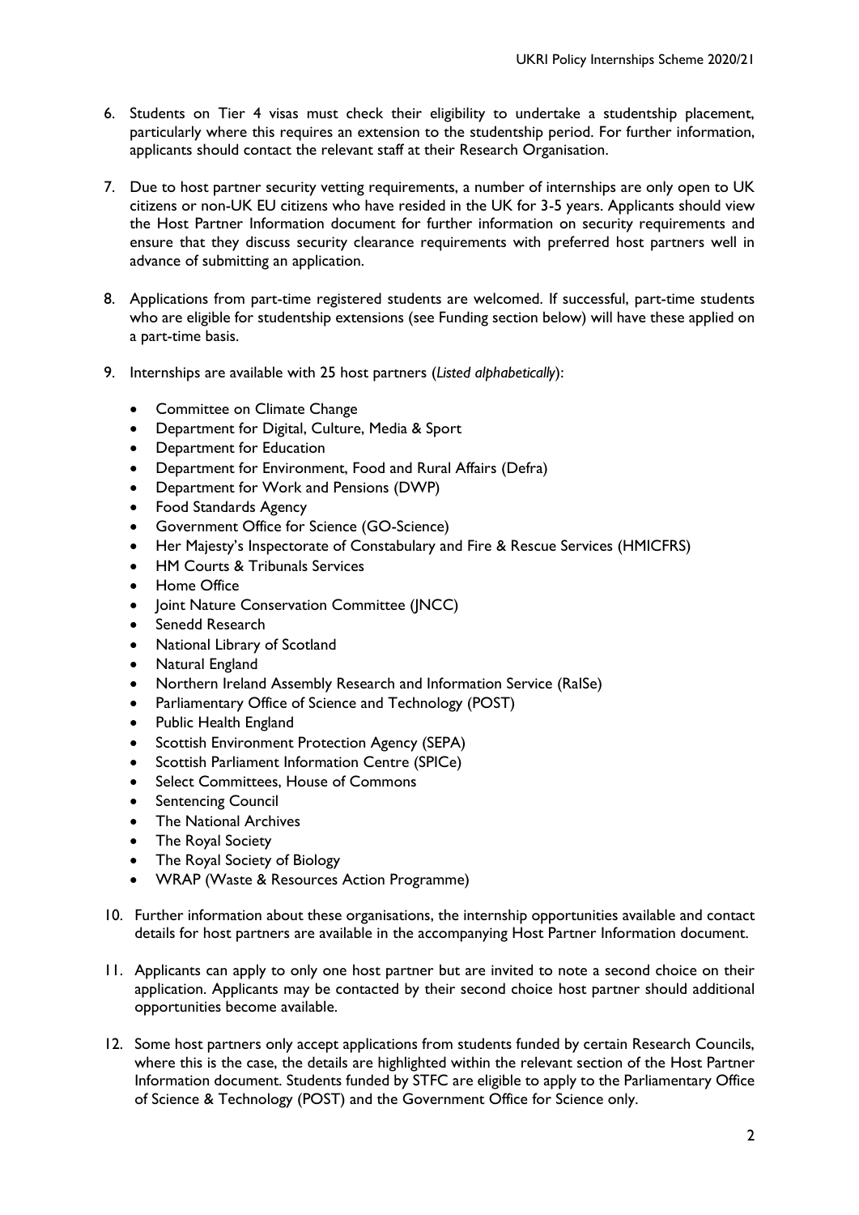6. Students on Tier 4 visas must check their eligibility to undertake a studentship placement, particularly where this requires an extension to the studentship period. For further information, applicants should contact the relevant staff at their Research Organisation.

7. Due to host partner security vetting requirements, a number of internships are only open to UK citizens or non-UK EU citizens who have resided in the UK for 3-5 years. Applicants should view the Host Partner Information document for further information on security requirements and ensure that they discuss security clearance requirements with preferred host partners well in advance of submitting an application.

8. Applications from part-time registered students are welcomed. If successful, part-time students who are eligible for studentship extensions (see Funding section below) will have these applied on a part-time basis.

9. Internships are available with 25 host partners (*Listed alphabetically*):

    - Committee on Climate Change
    - Department for Digital, Culture, Media & Sport
    - Department for Education
    - Department for Environment, Food and Rural Affairs (Defra)
    - Department for Work and Pensions (DWP)
    - Food Standards Agency
    - Government Office for Science (GO-Science)
    - Her Majesty's Inspectorate of Constabulary and Fire & Rescue Services (HMICFRS)
    - HM Courts & Tribunals Services
    - Home Office
    - Joint Nature Conservation Committee (JNCC)
    - Senedd Research
    - National Library of Scotland
    - Natural England
    - Northern Ireland Assembly Research and Information Service (RaISe)
    - Parliamentary Office of Science and Technology (POST)
    - Public Health England
    - Scottish Environment Protection Agency (SEPA)
    - Scottish Parliament Information Centre (SPICe)
    - Select Committees, House of Commons
    - Sentencing Council
    - The National Archives
    - The Royal Society
    - The Royal Society of Biology
    - WRAP (Waste & Resources Action Programme)

10. Further information about these organisations, the internship opportunities available and contact details for host partners are available in the accompanying Host Partner Information document.

11. Applicants can apply to only one host partner but are invited to note a second choice on their application. Applicants may be contacted by their second choice host partner should additional opportunities become available.

12. Some host partners only accept applications from students funded by certain Research Councils, where this is the case, the details are highlighted within the relevant section of the Host Partner Information document. Students funded by STFC are eligible to apply to the Parliamentary Office of Science & Technology (POST) and the Government Office for Science only.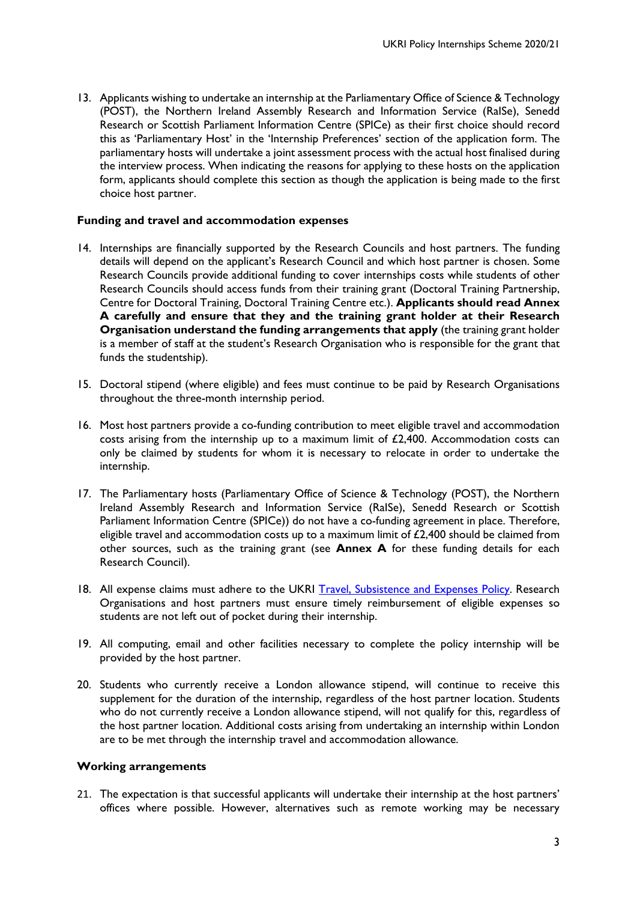13. Applicants wishing to undertake an internship at the Parliamentary Office of Science & Technology (POST), the Northern Ireland Assembly Research and Information Service (RaISe), Senedd Research or Scottish Parliament Information Centre (SPICe) as their first choice should record this as 'Parliamentary Host' in the 'Internship Preferences' section of the application form. The parliamentary hosts will undertake a joint assessment process with the actual host finalised during the interview process. When indicating the reasons for applying to these hosts on the application form, applicants should complete this section as though the application is being made to the first choice host partner.

**Funding and travel and accommodation expenses**

14. Internships are financially supported by the Research Councils and host partners. The funding details will depend on the applicant's Research Council and which host partner is chosen. Some Research Councils provide additional funding to cover internships costs while students of other Research Councils should access funds from their training grant (Doctoral Training Partnership, Centre for Doctoral Training, Doctoral Training Centre etc.). **Applicants should read Annex A carefully and ensure that they and the training grant holder at their Research Organisation understand the funding arrangements that apply** (the training grant holder is a member of staff at the student's Research Organisation who is responsible for the grant that funds the studentship).
15. Doctoral stipend (where eligible) and fees must continue to be paid by Research Organisations throughout the three-month internship period.
16. Most host partners provide a co-funding contribution to meet eligible travel and accommodation costs arising from the internship up to a maximum limit of £2,400. Accommodation costs can only be claimed by students for whom it is necessary to relocate in order to undertake the internship.
17. The Parliamentary hosts (Parliamentary Office of Science & Technology (POST), the Northern Ireland Assembly Research and Information Service (RaISe), Senedd Research or Scottish Parliament Information Centre (SPICe)) do not have a co-funding agreement in place. Therefore, eligible travel and accommodation costs up to a maximum limit of £2,400 should be claimed from other sources, such as the training grant (see **Annex A** for these funding details for each Research Council).
18. All expense claims must adhere to the UKRI Travel, Subsistence and Expenses Policy. Research Organisations and host partners must ensure timely reimbursement of eligible expenses so students are not left out of pocket during their internship.
19. All computing, email and other facilities necessary to complete the policy internship will be provided by the host partner.
20. Students who currently receive a London allowance stipend, will continue to receive this supplement for the duration of the internship, regardless of the host partner location. Students who do not currently receive a London allowance stipend, will not qualify for this, regardless of the host partner location. Additional costs arising from undertaking an internship within London are to be met through the internship travel and accommodation allowance.

**Working arrangements**

21. The expectation is that successful applicants will undertake their internship at the host partners' offices where possible. However, alternatives such as remote working may be necessary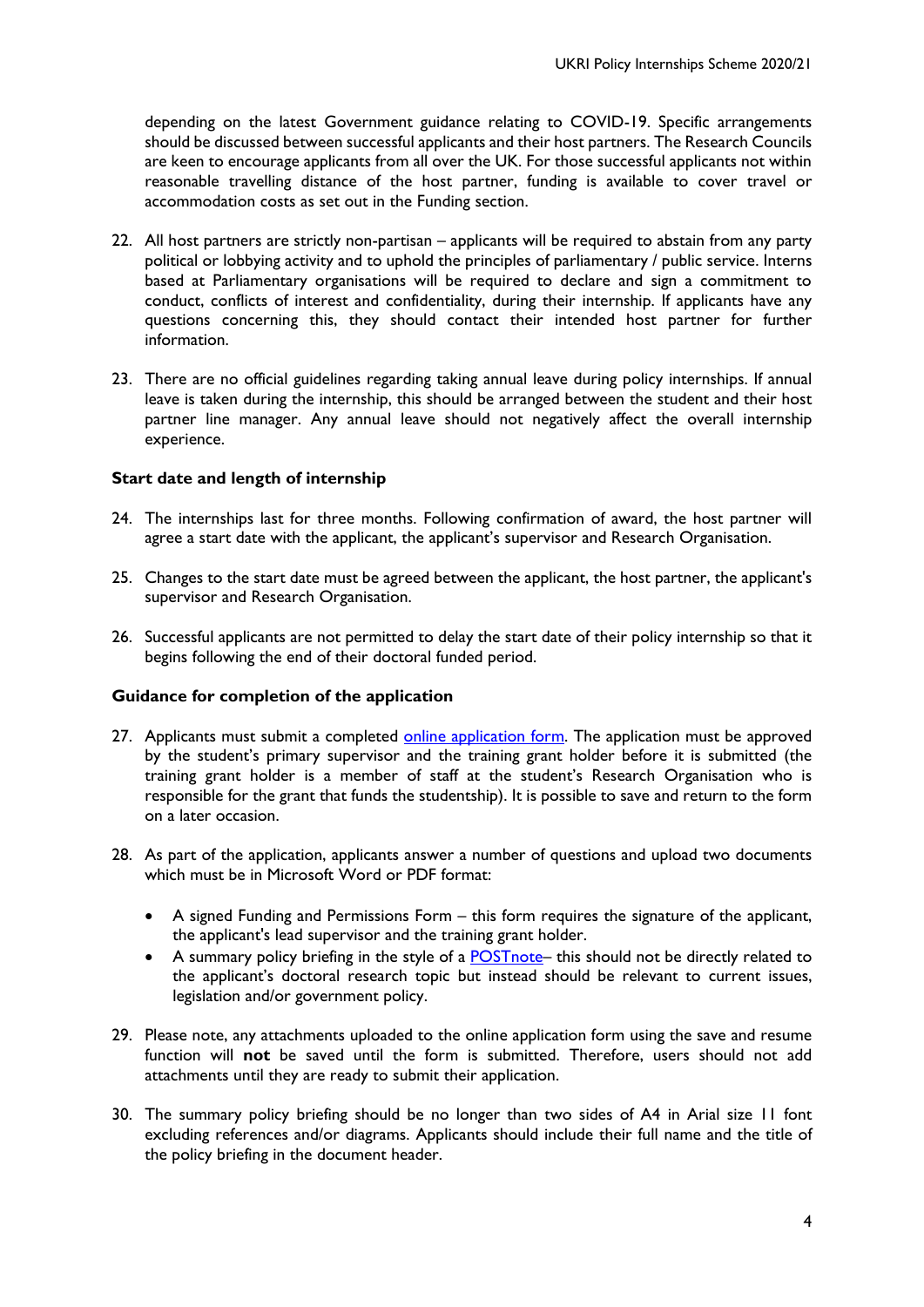depending on the latest Government guidance relating to COVID-19. Specific arrangements should be discussed between successful applicants and their host partners. The Research Councils are keen to encourage applicants from all over the UK. For those successful applicants not within reasonable travelling distance of the host partner, funding is available to cover travel or accommodation costs as set out in the Funding section.

22. All host partners are strictly non-partisan – applicants will be required to abstain from any party political or lobbying activity and to uphold the principles of parliamentary / public service. Interns based at Parliamentary organisations will be required to declare and sign a commitment to conduct, conflicts of interest and confidentiality, during their internship. If applicants have any questions concerning this, they should contact their intended host partner for further information.

23. There are no official guidelines regarding taking annual leave during policy internships. If annual leave is taken during the internship, this should be arranged between the student and their host partner line manager. Any annual leave should not negatively affect the overall internship experience.

**Start date and length of internship**

24. The internships last for three months. Following confirmation of award, the host partner will agree a start date with the applicant, the applicant's supervisor and Research Organisation.

25. Changes to the start date must be agreed between the applicant, the host partner, the applicant's supervisor and Research Organisation.

26. Successful applicants are not permitted to delay the start date of their policy internship so that it begins following the end of their doctoral funded period.

**Guidance for completion of the application**

27. Applicants must submit a completed online application form. The application must be approved by the student's primary supervisor and the training grant holder before it is submitted (the training grant holder is a member of staff at the student's Research Organisation who is responsible for the grant that funds the studentship). It is possible to save and return to the form on a later occasion.

28. As part of the application, applicants answer a number of questions and upload two documents which must be in Microsoft Word or PDF format:

    - A signed Funding and Permissions Form – this form requires the signature of the applicant, the applicant's lead supervisor and the training grant holder.
    - A summary policy briefing in the style of a POSTnote– this should not be directly related to the applicant's doctoral research topic but instead should be relevant to current issues, legislation and/or government policy.

29. Please note, any attachments uploaded to the online application form using the save and resume function will **not** be saved until the form is submitted. Therefore, users should not add attachments until they are ready to submit their application.

30. The summary policy briefing should be no longer than two sides of A4 in Arial size 11 font excluding references and/or diagrams. Applicants should include their full name and the title of the policy briefing in the document header.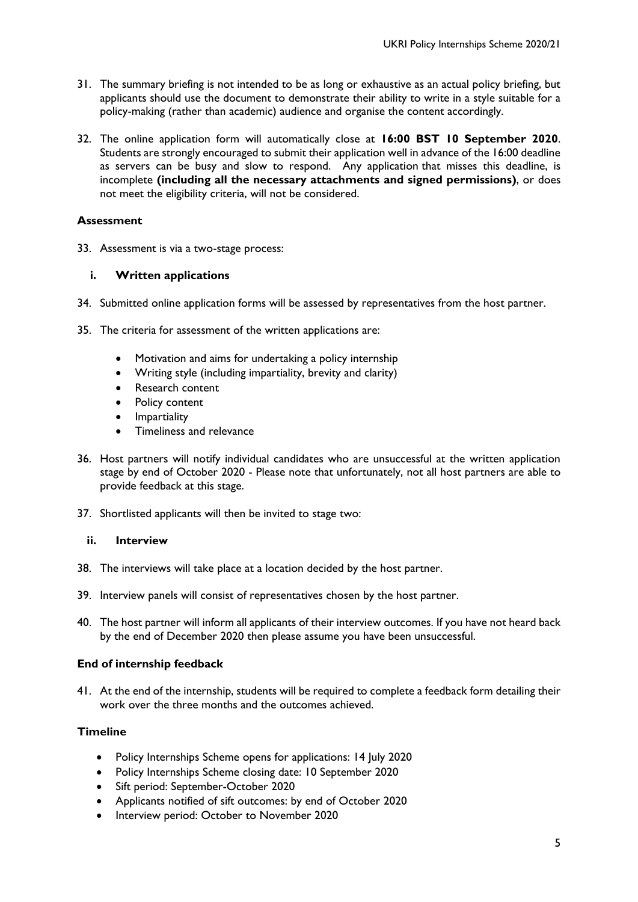31. The summary briefing is not intended to be as long or exhaustive as an actual policy briefing, but applicants should use the document to demonstrate their ability to write in a style suitable for a policy-making (rather than academic) audience and organise the content accordingly.

32. The online application form will automatically close at **16:00 BST 10 September 2020**. Students are strongly encouraged to submit their application well in advance of the 16:00 deadline as servers can be busy and slow to respond. Any application that misses this deadline, is incomplete **(including all the necessary attachments and signed permissions)**, or does not meet the eligibility criteria, will not be considered.

### Assessment

33. Assessment is via a two-stage process:

#### i. Written applications

34. Submitted online application forms will be assessed by representatives from the host partner.

35. The criteria for assessment of the written applications are:

    - Motivation and aims for undertaking a policy internship
    - Writing style (including impartiality, brevity and clarity)
    - Research content
    - Policy content
    - Impartiality
    - Timeliness and relevance

36. Host partners will notify individual candidates who are unsuccessful at the written application stage by end of October 2020 - Please note that unfortunately, not all host partners are able to provide feedback at this stage.

37. Shortlisted applicants will then be invited to stage two:

#### ii. Interview

38. The interviews will take place at a location decided by the host partner.

39. Interview panels will consist of representatives chosen by the host partner.

40. The host partner will inform all applicants of their interview outcomes. If you have not heard back by the end of December 2020 then please assume you have been unsuccessful.

### End of internship feedback

41. At the end of the internship, students will be required to complete a feedback form detailing their work over the three months and the outcomes achieved.

### Timeline

- Policy Internships Scheme opens for applications: 14 July 2020
- Policy Internships Scheme closing date: 10 September 2020
- Sift period: September-October 2020
- Applicants notified of sift outcomes: by end of October 2020
- Interview period: October to November 2020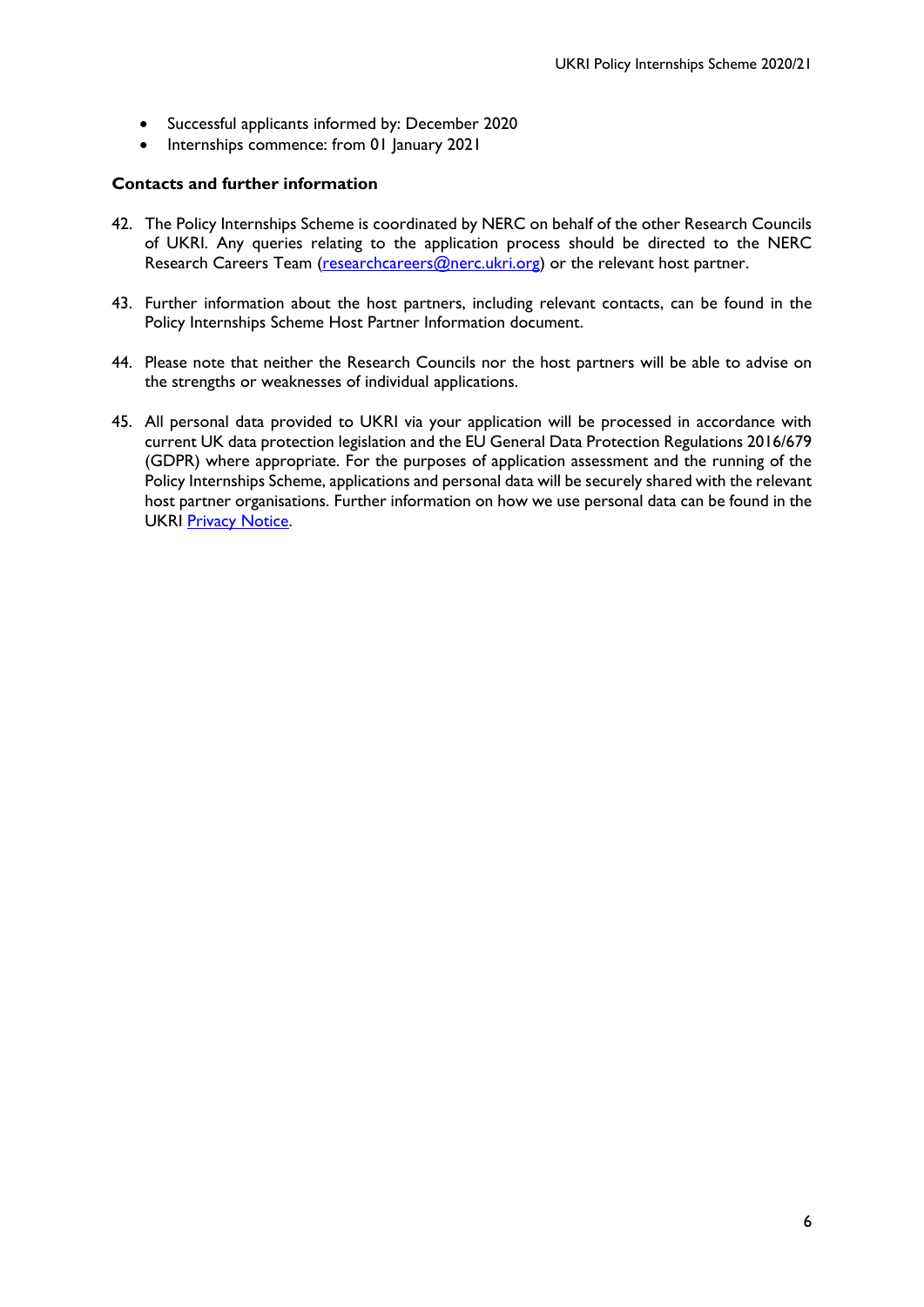- Successful applicants informed by: December 2020
- Internships commence: from 01 January 2021

**Contacts and further information**

42. The Policy Internships Scheme is coordinated by NERC on behalf of the other Research Councils of UKRI. Any queries relating to the application process should be directed to the NERC Research Careers Team (researchcareers@nerc.ukri.org) or the relevant host partner.

43. Further information about the host partners, including relevant contacts, can be found in the Policy Internships Scheme Host Partner Information document.

44. Please note that neither the Research Councils nor the host partners will be able to advise on the strengths or weaknesses of individual applications.

45. All personal data provided to UKRI via your application will be processed in accordance with current UK data protection legislation and the EU General Data Protection Regulations 2016/679 (GDPR) where appropriate. For the purposes of application assessment and the running of the Policy Internships Scheme, applications and personal data will be securely shared with the relevant host partner organisations. Further information on how we use personal data can be found in the UKRI Privacy Notice.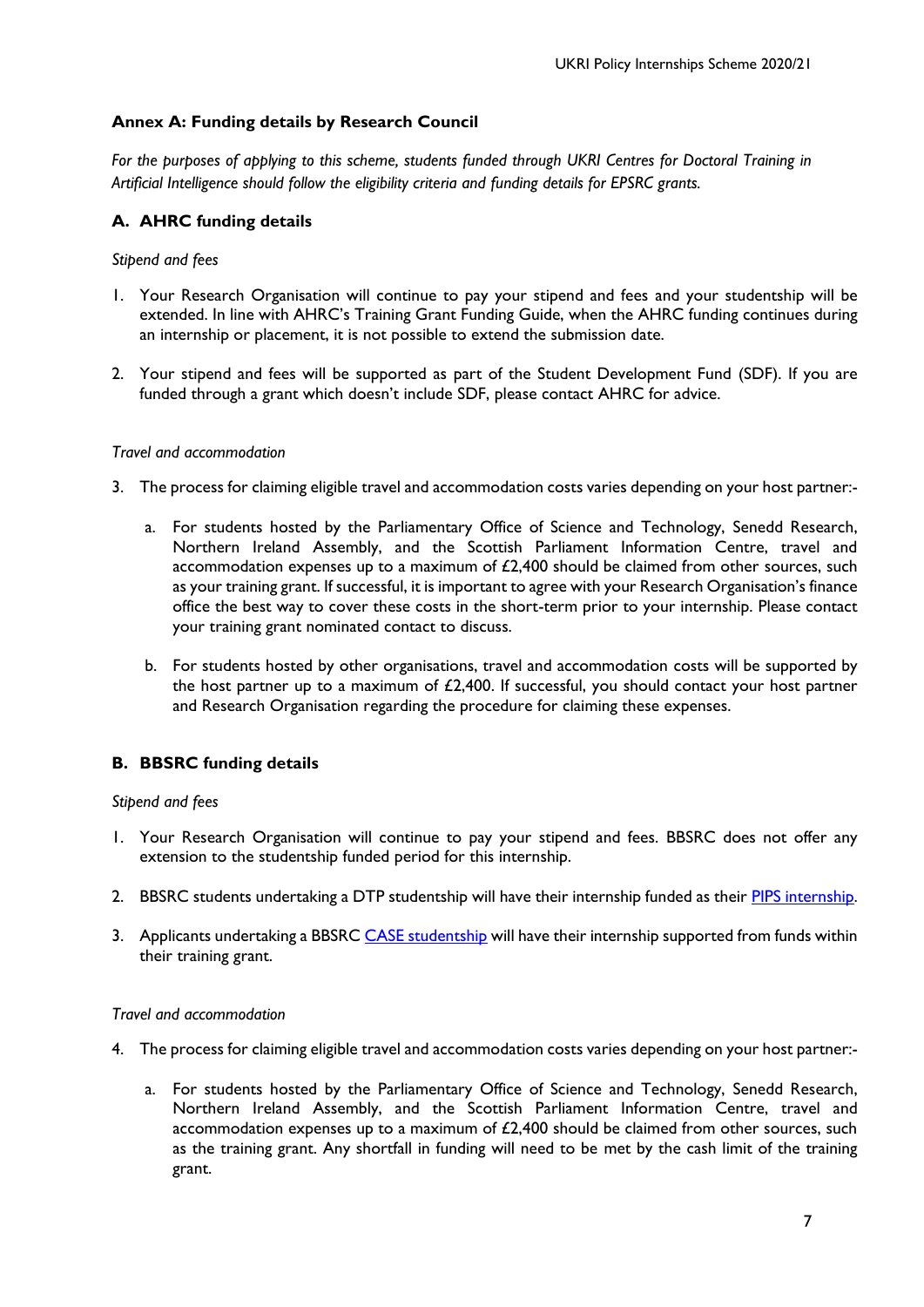## Annex A: Funding details by Research Council

*For the purposes of applying to this scheme, students funded through UKRI Centres for Doctoral Training in Artificial Intelligence should follow the eligibility criteria and funding details for EPSRC grants.*

### A. AHRC funding details

*Stipend and fees*

1. Your Research Organisation will continue to pay your stipend and fees and your studentship will be extended. In line with AHRC's Training Grant Funding Guide, when the AHRC funding continues during an internship or placement, it is not possible to extend the submission date.

2. Your stipend and fees will be supported as part of the Student Development Fund (SDF). If you are funded through a grant which doesn't include SDF, please contact AHRC for advice.

*Travel and accommodation*

3. The process for claiming eligible travel and accommodation costs varies depending on your host partner:-

   a. For students hosted by the Parliamentary Office of Science and Technology, Senedd Research, Northern Ireland Assembly, and the Scottish Parliament Information Centre, travel and accommodation expenses up to a maximum of £2,400 should be claimed from other sources, such as your training grant. If successful, it is important to agree with your Research Organisation's finance office the best way to cover these costs in the short-term prior to your internship. Please contact your training grant nominated contact to discuss.

   b. For students hosted by other organisations, travel and accommodation costs will be supported by the host partner up to a maximum of £2,400. If successful, you should contact your host partner and Research Organisation regarding the procedure for claiming these expenses.

### B. BBSRC funding details

*Stipend and fees*

1. Your Research Organisation will continue to pay your stipend and fees. BBSRC does not offer any extension to the studentship funded period for this internship.

2. BBSRC students undertaking a DTP studentship will have their internship funded as their PIPS internship.

3. Applicants undertaking a BBSRC CASE studentship will have their internship supported from funds within their training grant.

*Travel and accommodation*

4. The process for claiming eligible travel and accommodation costs varies depending on your host partner:-

   a. For students hosted by the Parliamentary Office of Science and Technology, Senedd Research, Northern Ireland Assembly, and the Scottish Parliament Information Centre, travel and accommodation expenses up to a maximum of £2,400 should be claimed from other sources, such as the training grant. Any shortfall in funding will need to be met by the cash limit of the training grant.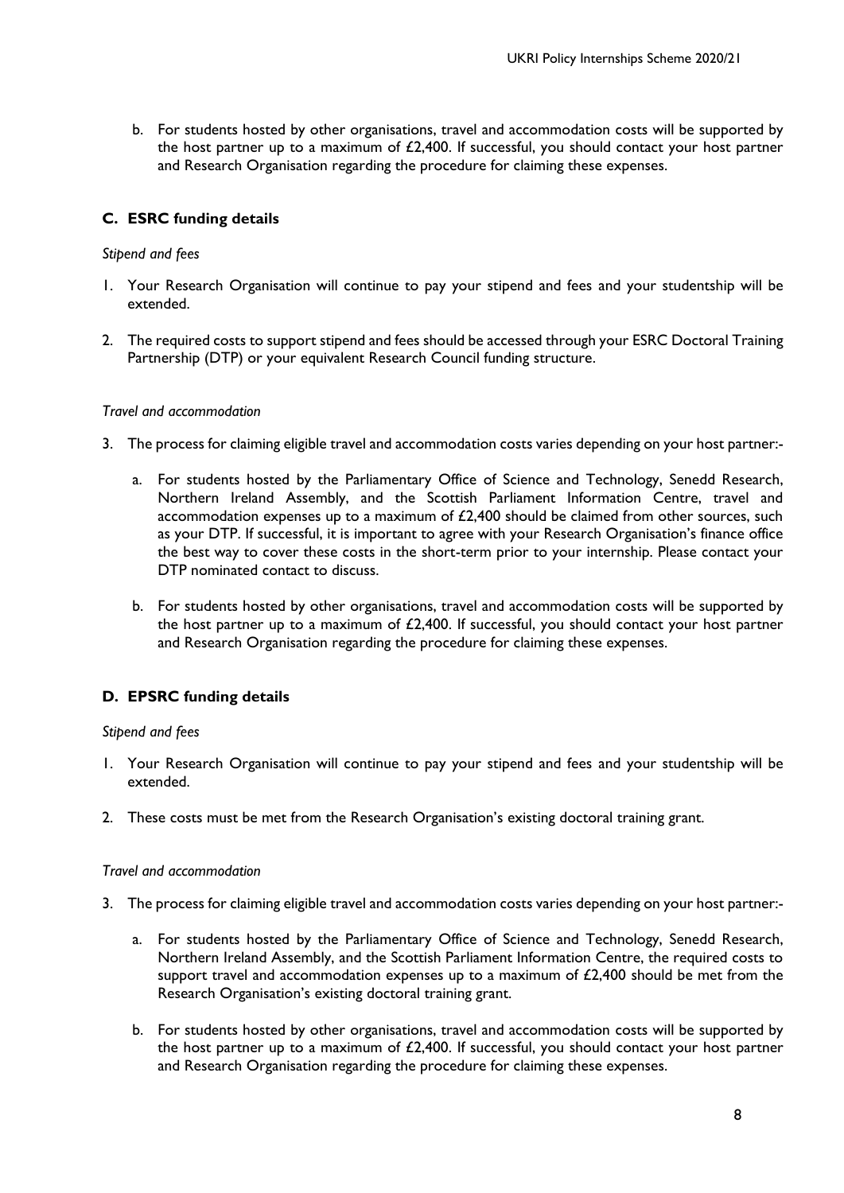b. For students hosted by other organisations, travel and accommodation costs will be supported by the host partner up to a maximum of £2,400. If successful, you should contact your host partner and Research Organisation regarding the procedure for claiming these expenses.

### C. ESRC funding details

*Stipend and fees*

1. Your Research Organisation will continue to pay your stipend and fees and your studentship will be extended.

2. The required costs to support stipend and fees should be accessed through your ESRC Doctoral Training Partnership (DTP) or your equivalent Research Council funding structure.

*Travel and accommodation*

3. The process for claiming eligible travel and accommodation costs varies depending on your host partner:-

   a. For students hosted by the Parliamentary Office of Science and Technology, Senedd Research, Northern Ireland Assembly, and the Scottish Parliament Information Centre, travel and accommodation expenses up to a maximum of £2,400 should be claimed from other sources, such as your DTP. If successful, it is important to agree with your Research Organisation's finance office the best way to cover these costs in the short-term prior to your internship. Please contact your DTP nominated contact to discuss.

   b. For students hosted by other organisations, travel and accommodation costs will be supported by the host partner up to a maximum of £2,400. If successful, you should contact your host partner and Research Organisation regarding the procedure for claiming these expenses.

### D. EPSRC funding details

*Stipend and fees*

1. Your Research Organisation will continue to pay your stipend and fees and your studentship will be extended.

2. These costs must be met from the Research Organisation's existing doctoral training grant.

*Travel and accommodation*

3. The process for claiming eligible travel and accommodation costs varies depending on your host partner:-

   a. For students hosted by the Parliamentary Office of Science and Technology, Senedd Research, Northern Ireland Assembly, and the Scottish Parliament Information Centre, the required costs to support travel and accommodation expenses up to a maximum of £2,400 should be met from the Research Organisation's existing doctoral training grant.

   b. For students hosted by other organisations, travel and accommodation costs will be supported by the host partner up to a maximum of £2,400. If successful, you should contact your host partner and Research Organisation regarding the procedure for claiming these expenses.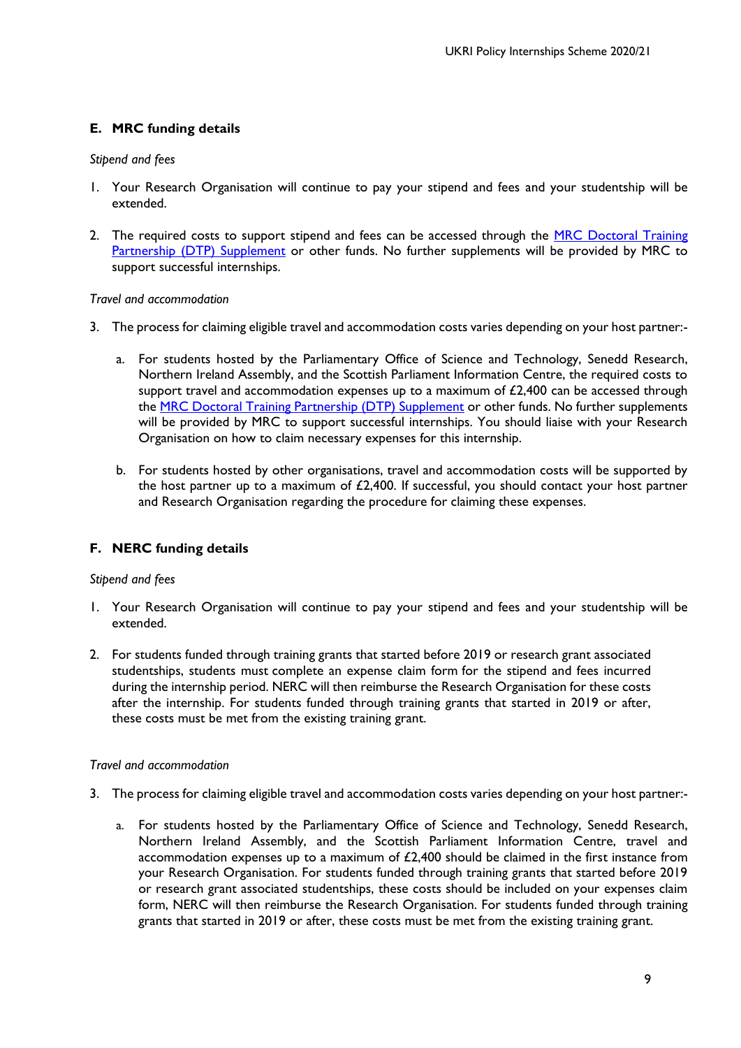## E. MRC funding details

*Stipend and fees*

1. Your Research Organisation will continue to pay your stipend and fees and your studentship will be extended.

2. The required costs to support stipend and fees can be accessed through the [MRC Doctoral Training Partnership (DTP) Supplement]() or other funds. No further supplements will be provided by MRC to support successful internships.

*Travel and accommodation*

3. The process for claiming eligible travel and accommodation costs varies depending on your host partner:-

   a. For students hosted by the Parliamentary Office of Science and Technology, Senedd Research, Northern Ireland Assembly, and the Scottish Parliament Information Centre, the required costs to support travel and accommodation expenses up to a maximum of £2,400 can be accessed through the [MRC Doctoral Training Partnership (DTP) Supplement]() or other funds. No further supplements will be provided by MRC to support successful internships. You should liaise with your Research Organisation on how to claim necessary expenses for this internship.

   b. For students hosted by other organisations, travel and accommodation costs will be supported by the host partner up to a maximum of £2,400. If successful, you should contact your host partner and Research Organisation regarding the procedure for claiming these expenses.

## F. NERC funding details

*Stipend and fees*

1. Your Research Organisation will continue to pay your stipend and fees and your studentship will be extended.

2. For students funded through training grants that started before 2019 or research grant associated studentships, students must complete an expense claim form for the stipend and fees incurred during the internship period. NERC will then reimburse the Research Organisation for these costs after the internship. For students funded through training grants that started in 2019 or after, these costs must be met from the existing training grant.

*Travel and accommodation*

3. The process for claiming eligible travel and accommodation costs varies depending on your host partner:-

   a. For students hosted by the Parliamentary Office of Science and Technology, Senedd Research, Northern Ireland Assembly, and the Scottish Parliament Information Centre, travel and accommodation expenses up to a maximum of £2,400 should be claimed in the first instance from your Research Organisation. For students funded through training grants that started before 2019 or research grant associated studentships, these costs should be included on your expenses claim form, NERC will then reimburse the Research Organisation. For students funded through training grants that started in 2019 or after, these costs must be met from the existing training grant.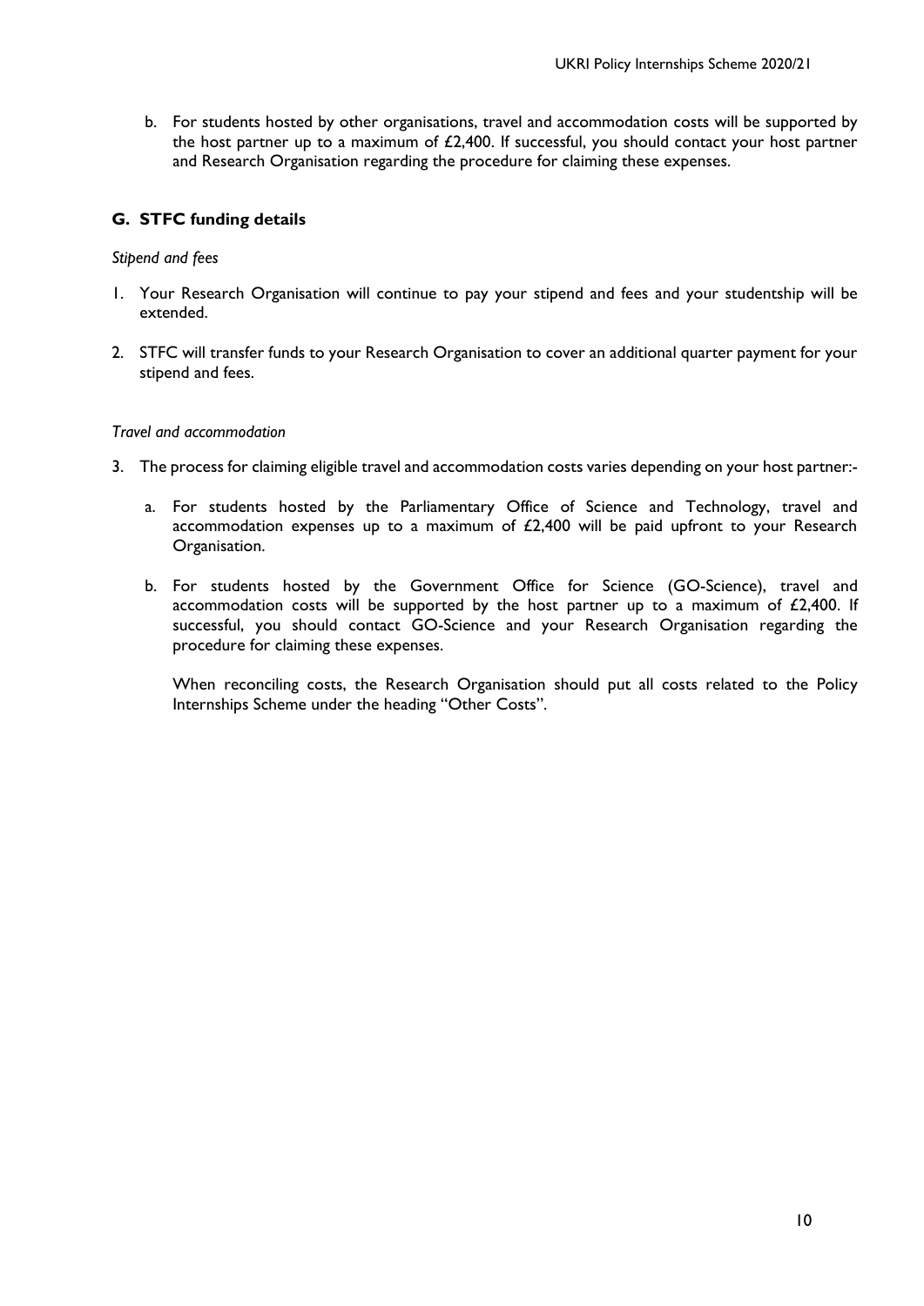b. For students hosted by other organisations, travel and accommodation costs will be supported by the host partner up to a maximum of £2,400. If successful, you should contact your host partner and Research Organisation regarding the procedure for claiming these expenses.

## G. STFC funding details

*Stipend and fees*

1. Your Research Organisation will continue to pay your stipend and fees and your studentship will be extended.

2. STFC will transfer funds to your Research Organisation to cover an additional quarter payment for your stipend and fees.

*Travel and accommodation*

3. The process for claiming eligible travel and accommodation costs varies depending on your host partner:-

   a. For students hosted by the Parliamentary Office of Science and Technology, travel and accommodation expenses up to a maximum of £2,400 will be paid upfront to your Research Organisation.

   b. For students hosted by the Government Office for Science (GO-Science), travel and accommodation costs will be supported by the host partner up to a maximum of £2,400. If successful, you should contact GO-Science and your Research Organisation regarding the procedure for claiming these expenses.

   When reconciling costs, the Research Organisation should put all costs related to the Policy Internships Scheme under the heading "Other Costs".